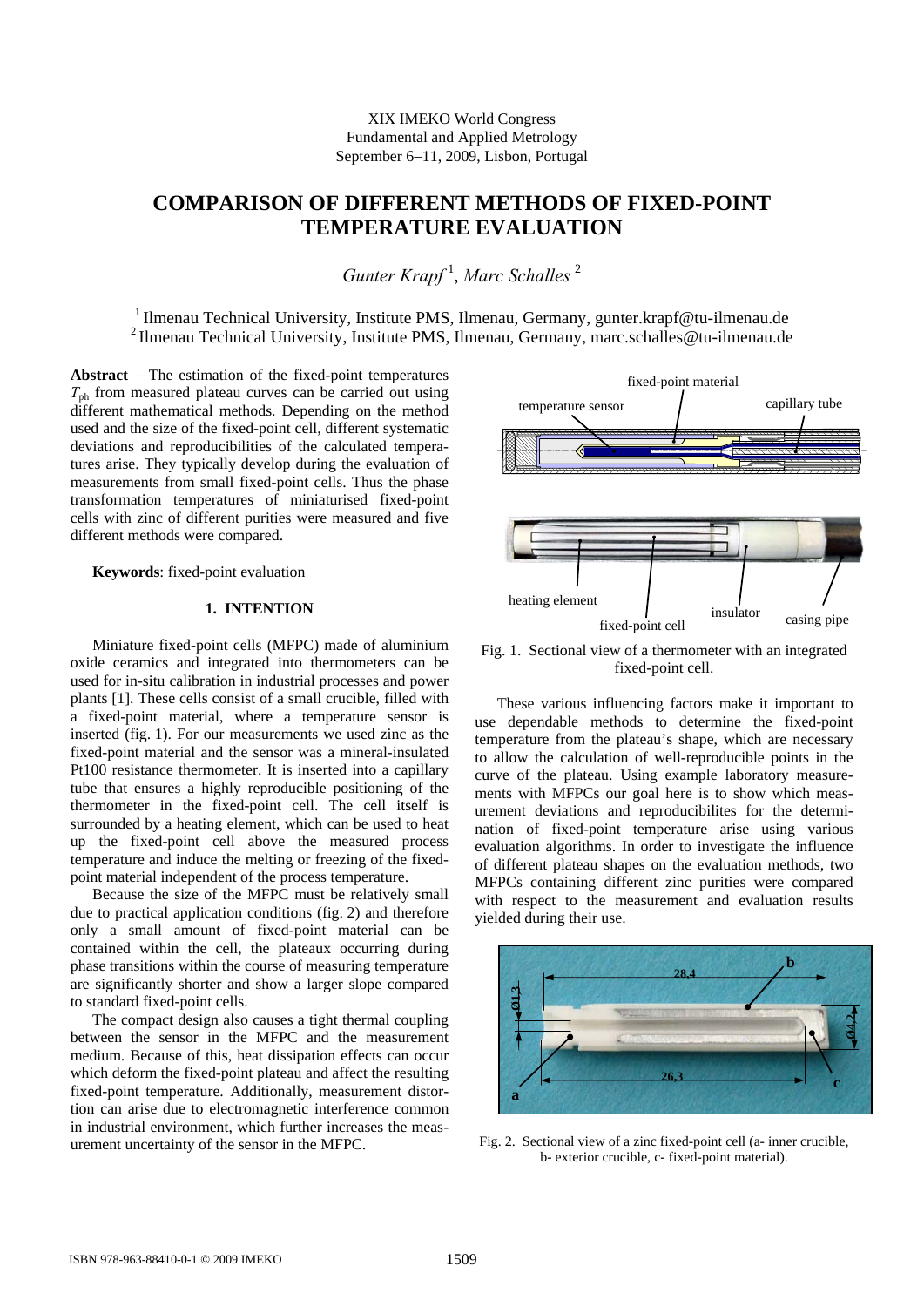XIX IMEKO World Congress
Fundamental and Applied Metrology
September 6–11, 2009, Lisbon, Portugal

# COMPARISON OF DIFFERENT METHODS OF FIXED-POINT TEMPERATURE EVALUATION

*Gunter Krapf* [1], *Marc Schalles* [2]

[1] Ilmenau Technical University, Institute PMS, Ilmenau, Germany, gunter.krapf@tu-ilmenau.de
[2] Ilmenau Technical University, Institute PMS, Ilmenau, Germany, marc.schalles@tu-ilmenau.de

**Abstract** – The estimation of the fixed-point temperatures $T_{ph}$ from measured plateau curves can be carried out using different mathematical methods. Depending on the method used and the size of the fixed-point cell, different systematic deviations and reproducibilities of the calculated temperatures arise. They typically develop during the evaluation of measurements from small fixed-point cells. Thus the phase transformation temperatures of miniaturised fixed-point cells with zinc of different purities were measured and five different methods were compared.

**Keywords**: fixed-point evaluation

## 1. INTENTION

Miniature fixed-point cells (MFPC) made of aluminium oxide ceramics and integrated into thermometers can be used for in-situ calibration in industrial processes and power plants [1]. These cells consist of a small crucible, filled with a fixed-point material, where a temperature sensor is inserted (fig. 1). For our measurements we used zinc as the fixed-point material and the sensor was a mineral-insulated Pt100 resistance thermometer. It is inserted into a capillary tube that ensures a highly reproducible positioning of the thermometer in the fixed-point cell. The cell itself is surrounded by a heating element, which can be used to heat up the fixed-point cell above the measured process temperature and induce the melting or freezing of the fixed-point material independent of the process temperature.

Because the size of the MFPC must be relatively small due to practical application conditions (fig. 2) and therefore only a small amount of fixed-point material can be contained within the cell, the plateaux occurring during phase transitions within the course of measuring temperature are significantly shorter and show a larger slope compared to standard fixed-point cells.

The compact design also causes a tight thermal coupling between the sensor in the MFPC and the measurement medium. Because of this, heat dissipation effects can occur which deform the fixed-point plateau and affect the resulting fixed-point temperature. Additionally, measurement distortion can arise due to electromagnetic interference common in industrial environment, which further increases the measurement uncertainty of the sensor in the MFPC.

Fig. 1. Sectional view of a thermometer with an integrated fixed-point cell.

These various influencing factors make it important to use dependable methods to determine the fixed-point temperature from the plateau's shape, which are necessary to allow the calculation of well-reproducible points in the curve of the plateau. Using example laboratory measurements with MFPCs our goal here is to show which measurement deviations and reproducibilites for the determination of fixed-point temperature arise using various evaluation algorithms. In order to investigate the influence of different plateau shapes on the evaluation methods, two MFPCs containing different zinc purities were compared with respect to the measurement and evaluation results yielded during their use.

Fig. 2. Sectional view of a zinc fixed-point cell (a- inner crucible, b- exterior crucible, c- fixed-point material).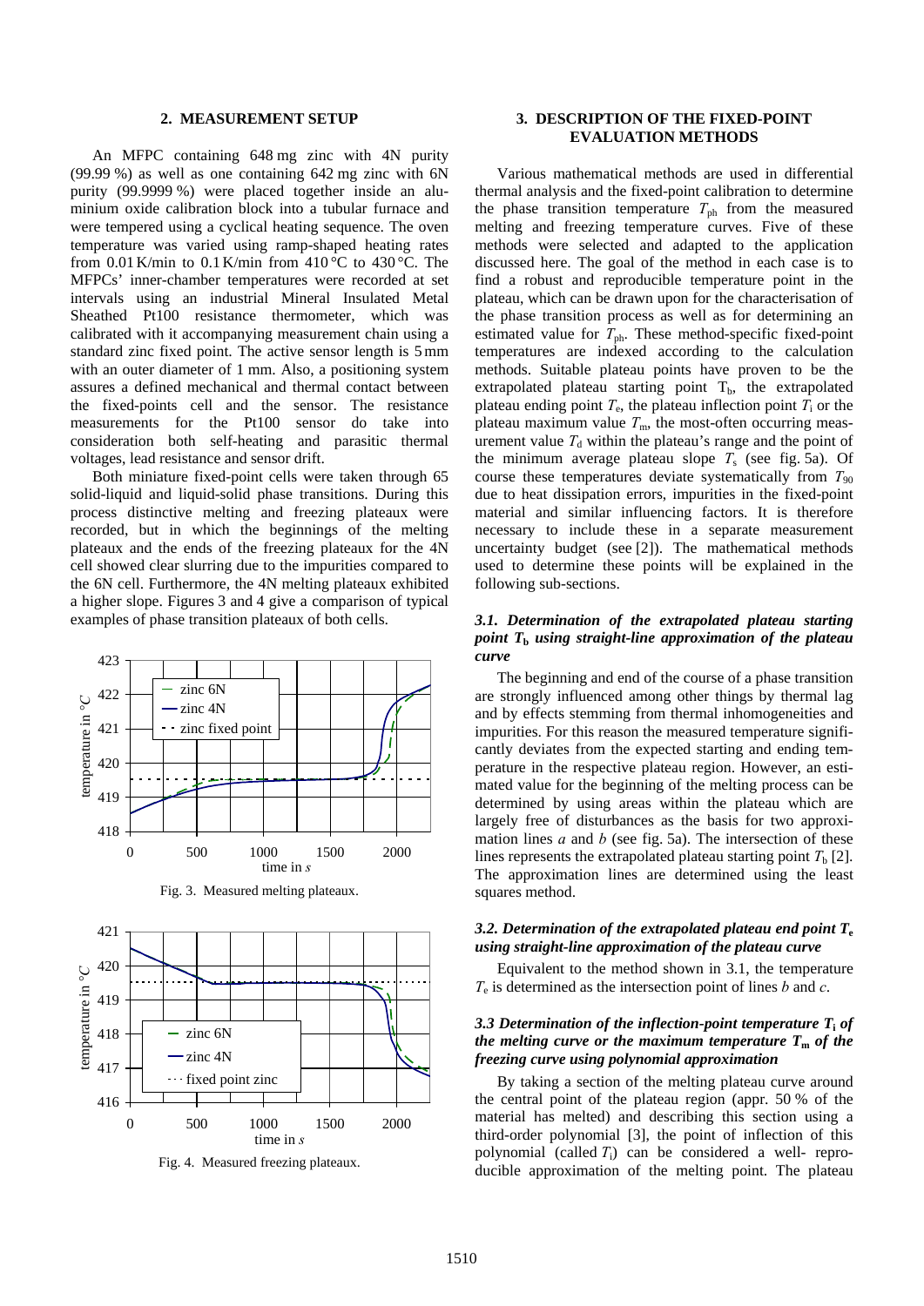## 2. MEASUREMENT SETUP

An MFPC containing 648 mg zinc with 4N purity (99.99 %) as well as one containing 642 mg zinc with 6N purity (99.9999 %) were placed together inside an aluminium oxide calibration block into a tubular furnace and were tempered using a cyclical heating sequence. The oven temperature was varied using ramp-shaped heating rates from 0.01 K/min to 0.1 K/min from 410 °C to 430 °C. The MFPCs' inner-chamber temperatures were recorded at set intervals using an industrial Mineral Insulated Metal Sheathed Pt100 resistance thermometer, which was calibrated with it accompanying measurement chain using a standard zinc fixed point. The active sensor length is 5 mm with an outer diameter of 1 mm. Also, a positioning system assures a defined mechanical and thermal contact between the fixed-points cell and the sensor. The resistance measurements for the Pt100 sensor do take into consideration both self-heating and parasitic thermal voltages, lead resistance and sensor drift.

Both miniature fixed-point cells were taken through 65 solid-liquid and liquid-solid phase transitions. During this process distinctive melting and freezing plateaux were recorded, but in which the beginnings of the melting plateaux and the ends of the freezing plateaux for the 4N cell showed clear slurring due to the impurities compared to the 6N cell. Furthermore, the 4N melting plateaux exhibited a higher slope. Figures 3 and 4 give a comparison of typical examples of phase transition plateaux of both cells.

Fig. 3. Measured melting plateaux.

Fig. 4. Measured freezing plateaux.

## 3. DESCRIPTION OF THE FIXED-POINT EVALUATION METHODS

Various mathematical methods are used in differential thermal analysis and the fixed-point calibration to determine the phase transition temperature $T_{ph}$ from the measured melting and freezing temperature curves. Five of these methods were selected and adapted to the application discussed here. The goal of the method in each case is to find a robust and reproducible temperature point in the plateau, which can be drawn upon for the characterisation of the phase transition process as well as for determining an estimated value for $T_{ph}$. These method-specific fixed-point temperatures are indexed according to the calculation methods. Suitable plateau points have proven to be the extrapolated plateau starting point $T_b$, the extrapolated plateau ending point $T_e$, the plateau inflection point $T_i$ or the plateau maximum value $T_m$, the most-often occurring measurement value $T_d$ within the plateau's range and the point of the minimum average plateau slope $T_s$ (see fig. 5a). Of course these temperatures deviate systematically from $T_{90}$ due to heat dissipation errors, impurities in the fixed-point material and similar influencing factors. It is therefore necessary to include these in a separate measurement uncertainty budget (see [2]). The mathematical methods used to determine these points will be explained in the following sub-sections.

### *3.1. Determination of the extrapolated plateau starting point $T_b$ using straight-line approximation of the plateau curve*

The beginning and end of the course of a phase transition are strongly influenced among other things by thermal lag and by effects stemming from thermal inhomogeneities and impurities. For this reason the measured temperature significantly deviates from the expected starting and ending temperature in the respective plateau region. However, an estimated value for the beginning of the melting process can be determined by using areas within the plateau which are largely free of disturbances as the basis for two approximation lines *a* and *b* (see fig. 5a). The intersection of these lines represents the extrapolated plateau starting point $T_b$ [2]. The approximation lines are determined using the least squares method.

### *3.2. Determination of the extrapolated plateau end point $T_e$ using straight-line approximation of the plateau curve*

Equivalent to the method shown in 3.1, the temperature $T_e$ is determined as the intersection point of lines *b* and *c*.

### *3.3 Determination of the inflection-point temperature $T_i$ of the melting curve or the maximum temperature $T_m$ of the freezing curve using polynomial approximation*

By taking a section of the melting plateau curve around the central point of the plateau region (appr. 50 % of the material has melted) and describing this section using a third-order polynomial [3], the point of inflection of this polynomial (called $T_i$) can be considered a well- reproducible approximation of the melting point. The plateau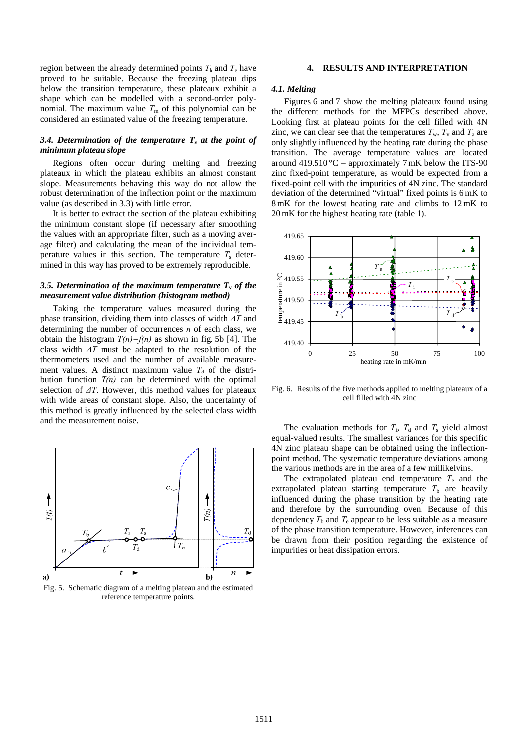region between the already determined points $T_b$ and $T_e$ have proved to be suitable. Because the freezing plateau dips below the transition temperature, these plateaux exhibit a shape which can be modelled with a second-order polynomial. The maximum value $T_m$ of this polynomial can be considered an estimated value of the freezing temperature.

### 3.4. Determination of the temperature $T_s$ at the point of minimum plateau slope

Regions often occur during melting and freezing plateaux in which the plateau exhibits an almost constant slope. Measurements behaving this way do not allow the robust determination of the inflection point or the maximum value (as described in 3.3) with little error.

It is better to extract the section of the plateau exhibiting the minimum constant slope (if necessary after smoothing the values with an appropriate filter, such as a moving average filter) and calculating the mean of the individual temperature values in this section. The temperature $T_s$ determined in this way has proved to be extremely reproducible.

### 3.5. Determination of the maximum temperature $T_v$ of the measurement value distribution (histogram method)

Taking the temperature values measured during the phase transition, dividing them into classes of width $\Delta T$ and determining the number of occurrences $n$ of each class, we obtain the histogram $T(n)=f(n)$ as shown in fig. 5b [4]. The class width $\Delta T$ must be adapted to the resolution of the thermometers used and the number of available measurement values. A distinct maximum value $T_d$ of the distribution function $T(n)$ can be determined with the optimal selection of $\Delta T$. However, this method values for plateaus with wide areas of constant slope. Also, the uncertainty of this method is greatly influenced by the selected class width and the measurement noise.

Fig. 5. Schematic diagram of a melting plateau and the estimated reference temperature points.

## 4. RESULTS AND INTERPRETATION

### 4.1. Melting

Figures 6 and 7 show the melting plateaux found using the different methods for the MFPCs described above. Looking first at plateau points for the cell filled with 4N zinc, we can clear see that the temperatures $T_w$, $T_v$ and $T_a$ are only slightly influenced by the heating rate during the phase transition. The average temperature values are located around 419.510 °C – approximately 7 mK below the ITS-90 zinc fixed-point temperature, as would be expected from a fixed-point cell with the impurities of 4N zinc. The standard deviation of the determined "virtual" fixed points is 6 mK to 8 mK for the lowest heating rate and climbs to 12 mK to 20 mK for the highest heating rate (table 1).

Fig. 6. Results of the five methods applied to melting plateaux of a cell filled with 4N zinc

The evaluation methods for $T_i$, $T_d$ and $T_s$ yield almost equal-valued results. The smallest variances for this specific 4N zinc plateau shape can be obtained using the inflection-point method. The systematic temperature deviations among the various methods are in the area of a few millikelvins.

The extrapolated plateau end temperature $T_e$ and the extrapolated plateau starting temperature $T_b$ are heavily influenced during the phase transition by the heating rate and therefore by the surrounding oven. Because of this dependency $T_b$ and $T_e$ appear to be less suitable as a measure of the phase transition temperature. However, inferences can be drawn from their position regarding the existence of impurities or heat dissipation errors.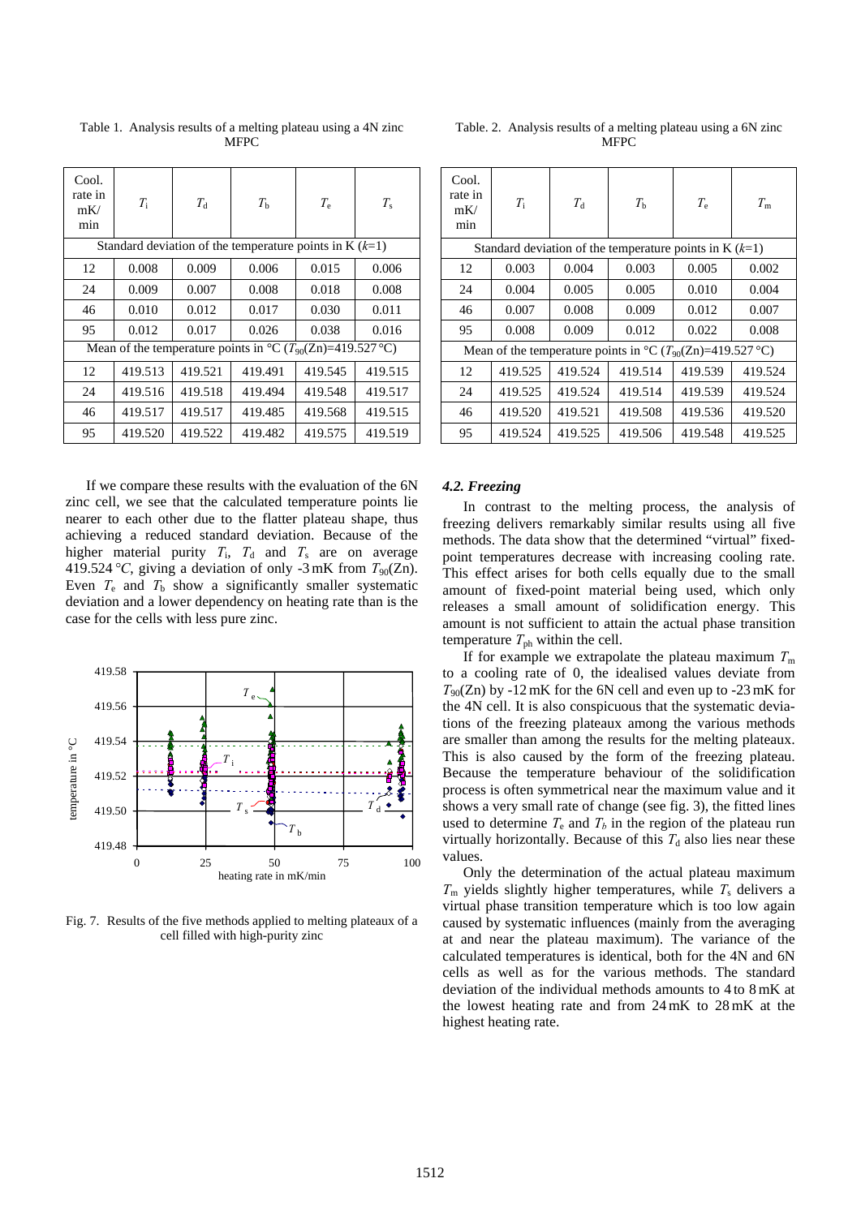Table 1. Analysis results of a melting plateau using a 4N zinc MFPC

| Cool. rate in mK/min | $T_i$ | $T_d$ | $T_b$ | $T_e$ | $T_s$ |
|---|---|---|---|---|---|
| Standard deviation of the temperature points in K ($k$=1) | | | | | |
| 12 | 0.008 | 0.009 | 0.006 | 0.015 | 0.006 |
| 24 | 0.009 | 0.007 | 0.008 | 0.018 | 0.008 |
| 46 | 0.010 | 0.012 | 0.017 | 0.030 | 0.011 |
| 95 | 0.012 | 0.017 | 0.026 | 0.038 | 0.016 |
| Mean of the temperature points in °C ($T_{90}$(Zn)=419.527 °C) | | | | | |
| 12 | 419.513 | 419.521 | 419.491 | 419.545 | 419.515 |
| 24 | 419.516 | 419.518 | 419.494 | 419.548 | 419.517 |
| 46 | 419.517 | 419.517 | 419.485 | 419.568 | 419.515 |
| 95 | 419.520 | 419.522 | 419.482 | 419.575 | 419.519 |

If we compare these results with the evaluation of the 6N zinc cell, we see that the calculated temperature points lie nearer to each other due to the flatter plateau shape, thus achieving a reduced standard deviation. Because of the higher material purity $T_i$, $T_d$ and $T_s$ are on average 419.524 °C, giving a deviation of only -3 mK from $T_{90}$(Zn). Even $T_e$ and $T_b$ show a significantly smaller systematic deviation and a lower dependency on heating rate than is the case for the cells with less pure zinc.

Fig. 7. Results of the five methods applied to melting plateaux of a cell filled with high-purity zinc

Table. 2. Analysis results of a melting plateau using a 6N zinc MFPC

| Cool. rate in mK/min | $T_i$ | $T_d$ | $T_b$ | $T_e$ | $T_m$ |
|---|---|---|---|---|---|
| Standard deviation of the temperature points in K ($k$=1) | | | | | |
| 12 | 0.003 | 0.004 | 0.003 | 0.005 | 0.002 |
| 24 | 0.004 | 0.005 | 0.005 | 0.010 | 0.004 |
| 46 | 0.007 | 0.008 | 0.009 | 0.012 | 0.007 |
| 95 | 0.008 | 0.009 | 0.012 | 0.022 | 0.008 |
| Mean of the temperature points in °C ($T_{90}$(Zn)=419.527 °C) | | | | | |
| 12 | 419.525 | 419.524 | 419.514 | 419.539 | 419.524 |
| 24 | 419.525 | 419.524 | 419.514 | 419.539 | 419.524 |
| 46 | 419.520 | 419.521 | 419.508 | 419.536 | 419.520 |
| 95 | 419.524 | 419.525 | 419.506 | 419.548 | 419.525 |

### *4.2. Freezing*

In contrast to the melting process, the analysis of freezing delivers remarkably similar results using all five methods. The data show that the determined "virtual" fixed-point temperatures decrease with increasing cooling rate. This effect arises for both cells equally due to the small amount of fixed-point material being used, which only releases a small amount of solidification energy. This amount is not sufficient to attain the actual phase transition temperature $T_{ph}$ within the cell.

If for example we extrapolate the plateau maximum $T_m$ to a cooling rate of 0, the idealised values deviate from $T_{90}$(Zn) by -12 mK for the 6N cell and even up to -23 mK for the 4N cell. It is also conspicuous that the systematic deviations of the freezing plateaux among the various methods are smaller than among the results for the melting plateaux. This is also caused by the form of the freezing plateaux. Because the temperature behaviour of the solidification process is often symmetrical near the maximum value and it shows a very small rate of change (see fig. 3), the fitted lines used to determine $T_e$ and $T_b$ in the region of the plateau run virtually horizontally. Because of this $T_d$ also lies near these values.

Only the determination of the actual plateau maximum $T_m$ yields slightly higher temperatures, while $T_s$ delivers a virtual phase transition temperature which is too low again caused by systematic influences (mainly from the averaging at and near the plateau maximum). The variance of the calculated temperatures is identical, both for the 4N and 6N cells as well as for the various methods. The standard deviation of the individual methods amounts to 4 to 8 mK at the lowest heating rate and from 24 mK to 28 mK at the highest heating rate.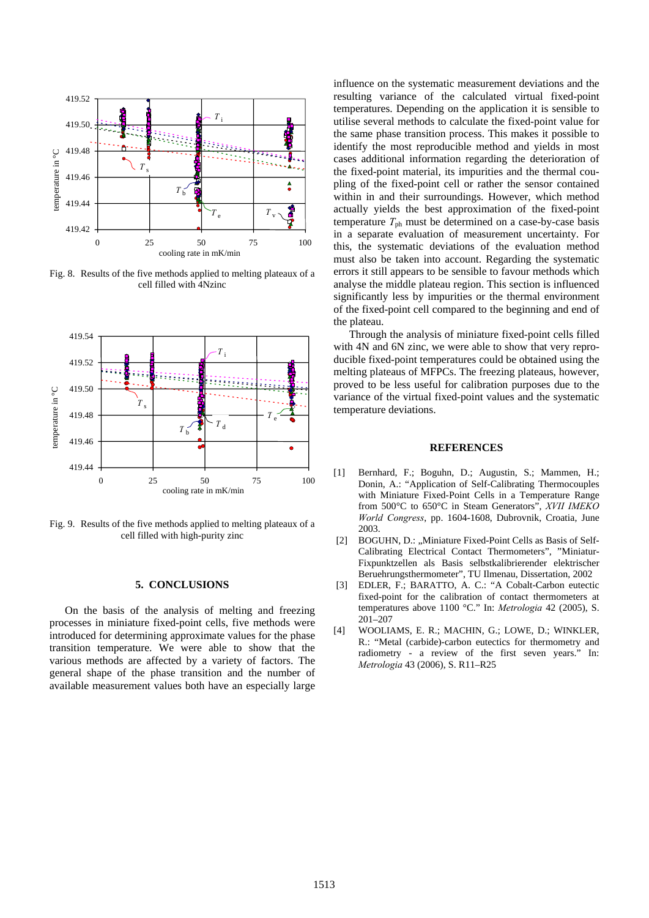419.52
419.50
419.48
419.46
419.44
419.42
temperature in °C
0
25
50
75
100
cooling rate in mK/min
$T_i$
$T_s$
$T_b$
$T_e$
$T_v$

Fig. 8. Results of the five methods applied to melting plateaux of a cell filled with 4Nzinc

419.54
419.52
419.50
419.48
419.46
419.44
temperature in °C
0
25
50
75
100
cooling rate in mK/min
$T_i$
$T_s$
$T_b$
$T_d$
$T_e$

Fig. 9. Results of the five methods applied to melting plateaux of a cell filled with high-purity zinc

## 5. CONCLUSIONS

On the basis of the analysis of melting and freezing processes in miniature fixed-point cells, five methods were introduced for determining approximate values for the phase transition temperature. We were able to show that the various methods are affected by a variety of factors. The general shape of the phase transition and the number of available measurement values both have an especially large influence on the systematic measurement deviations and the resulting variance of the calculated virtual fixed-point temperatures. Depending on the application it is sensible to utilise several methods to calculate the fixed-point value for the same phase transition process. This makes it possible to identify the most reproducible method and yields in most cases additional information regarding the deterioration of the fixed-point material, its impurities and the thermal coupling of the fixed-point cell or rather the sensor contained within in and their surroundings. However, which method actually yields the best approximation of the fixed-point temperature $T_{ph}$ must be determined on a case-by-case basis in a separate evaluation of measurement uncertainty. For this, the systematic deviations of the evaluation method must also be taken into account. Regarding the systematic errors it still appears to be sensible to favour methods which analyse the middle plateau region. This section is influenced significantly less by impurities or the thermal environment of the fixed-point cell compared to the beginning and end of the plateau.

Through the analysis of miniature fixed-point cells filled with 4N and 6N zinc, we were able to show that very reproducible fixed-point temperatures could be obtained using the melting plateaus of MFPCs. The freezing plateaus, however, proved to be less useful for calibration purposes due to the variance of the virtual fixed-point values and the systematic temperature deviations.

## REFERENCES

[1] Bernhard, F.; Boguhn, D.; Augustin, S.; Mammen, H.; Donin, A.: "Application of Self-Calibrating Thermocouples with Miniature Fixed-Point Cells in a Temperature Range from 500°C to 650°C in Steam Generators", *XVII IMEKO World Congress*, pp. 1604-1608, Dubrovnik, Croatia, June 2003.

[2] BOGUHN, D.: „Miniature Fixed-Point Cells as Basis of Self-Calibrating Electrical Contact Thermometers", "Miniatur-Fixpunktzellen als Basis selbstkalibrierender elektrischer Beruehrungsthermometer", TU Ilmenau, Dissertation, 2002

[3] EDLER, F.; BARATTO, A. C.: "A Cobalt-Carbon eutectic fixed-point for the calibration of contact thermometers at temperatures above 1100 °C." In: *Metrologia* 42 (2005), S. 201–207

[4] WOOLIAMS, E. R.; MACHIN, G.; LOWE, D.; WINKLER, R.: "Metal (carbide)-carbon eutectics for thermometry and radiometry - a review of the first seven years." In: *Metrologia* 43 (2006), S. R11–R25